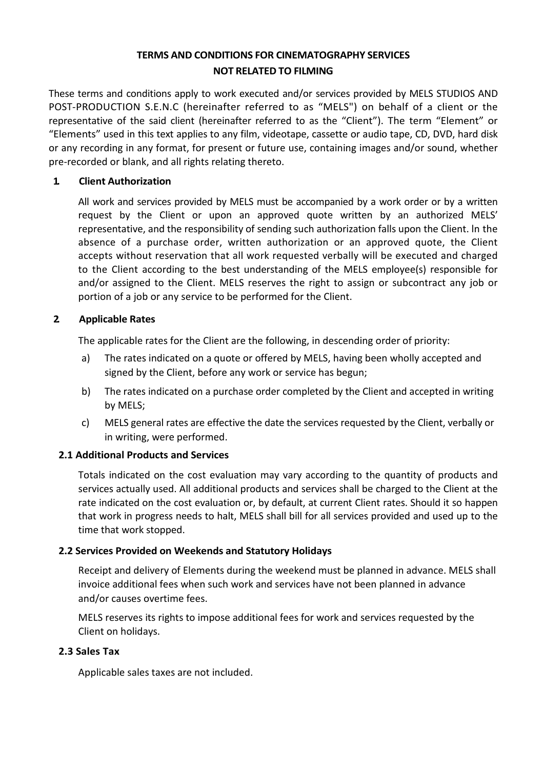# TERMS AND CONDITIONS FOR CINEMATOGRAPHY SERVICES NOT RELATED TO FILMING

These terms and conditions apply to work executed and/or services provided by MELS STUDIOS AND POST-PRODUCTION S.E.N.C (hereinafter referred to as "MELS") on behalf of a client or the representative of the said client (hereinafter referred to as the "Client"). The term "Element" or "Elements" used in this text applies to any film, videotape, cassette or audio tape, CD, DVD, hard disk or any recording in any format, for present or future use, containing images and/or sound, whether pre-recorded or blank, and all rights relating thereto.

## 1. Client Authorization

All work and services provided by MELS must be accompanied by a work order or by a written request by the Client or upon an approved quote written by an authorized MELS' representative, and the responsibility of sending such authorization falls upon the Client. In the absence of a purchase order, written authorization or an approved quote, the Client accepts without reservation that all work requested verbally will be executed and charged to the Client according to the best understanding of the MELS employee(s) responsible for and/or assigned to the Client. MELS reserves the right to assign or subcontract any job or portion of a job or any service to be performed for the Client.

## 2. Applicable Rates

The applicable rates for the Client are the following, in descending order of priority:

a) The rates indicated on a quote or offered by MELS, having been wholly accepted and signed by the Client, before any work or service has begun;

b) The rates indicated on a purchase order completed by the Client and accepted in writing by MELS;

c) MELS general rates are effective the date the services requested by the Client, verbally or in writing, were performed.

### 2.1 Additional Products and Services

Totals indicated on the cost evaluation may vary according to the quantity of products and services actually used. All additional products and services shall be charged to the Client at the rate indicated on the cost evaluation or, by default, at current Client rates. Should it so happen that work in progress needs to halt, MELS shall bill for all services provided and used up to the time that work stopped.

### 2.2 Services Provided on Weekends and Statutory Holidays

Receipt and delivery of Elements during the weekend must be planned in advance. MELS shall invoice additional fees when such work and services have not been planned in advance and/or causes overtime fees.

MELS reserves its rights to impose additional fees for work and services requested by the Client on holidays.

### 2.3 Sales Tax

Applicable sales taxes are not included.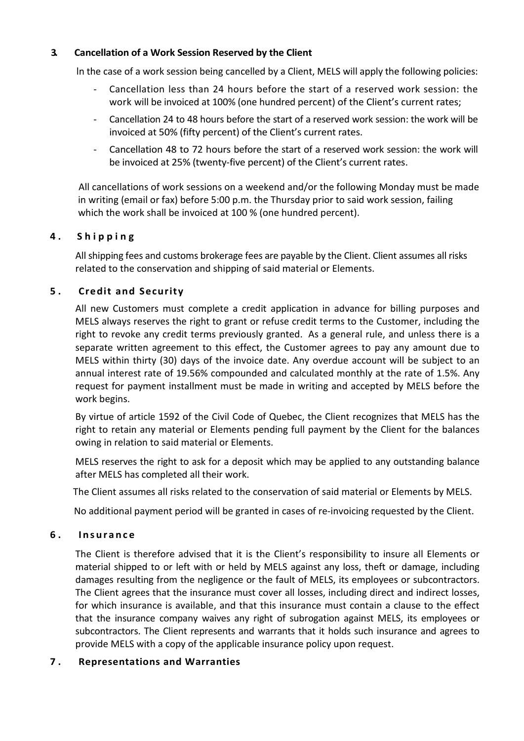## 3. Cancellation of a Work Session Reserved by the Client

In the case of a work session being cancelled by a Client, MELS will apply the following policies:

- Cancellation less than 24 hours before the start of a reserved work session: the work will be invoiced at 100% (one hundred percent) of the Client's current rates;
- Cancellation 24 to 48 hours before the start of a reserved work session: the work will be invoiced at 50% (fifty percent) of the Client's current rates.
- Cancellation 48 to 72 hours before the start of a reserved work session: the work will be invoiced at 25% (twenty-five percent) of the Client's current rates.

All cancellations of work sessions on a weekend and/or the following Monday must be made in writing (email or fax) before 5:00 p.m. the Thursday prior to said work session, failing which the work shall be invoiced at 100 % (one hundred percent).

## 4. Shipping

All shipping fees and customs brokerage fees are payable by the Client. Client assumes all risks related to the conservation and shipping of said material or Elements.

## 5. Credit and Security

All new Customers must complete a credit application in advance for billing purposes and MELS always reserves the right to grant or refuse credit terms to the Customer, including the right to revoke any credit terms previously granted. As a general rule, and unless there is a separate written agreement to this effect, the Customer agrees to pay any amount due to MELS within thirty (30) days of the invoice date. Any overdue account will be subject to an annual interest rate of 19.56% compounded and calculated monthly at the rate of 1.5%. Any request for payment installment must be made in writing and accepted by MELS before the work begins.

By virtue of article 1592 of the Civil Code of Quebec, the Client recognizes that MELS has the right to retain any material or Elements pending full payment by the Client for the balances owing in relation to said material or Elements.

MELS reserves the right to ask for a deposit which may be applied to any outstanding balance after MELS has completed all their work.

The Client assumes all risks related to the conservation of said material or Elements by MELS.

No additional payment period will be granted in cases of re-invoicing requested by the Client.

## 6. Insurance

The Client is therefore advised that it is the Client's responsibility to insure all Elements or material shipped to or left with or held by MELS against any loss, theft or damage, including damages resulting from the negligence or the fault of MELS, its employees or subcontractors. The Client agrees that the insurance must cover all losses, including direct and indirect losses, for which insurance is available, and that this insurance must contain a clause to the effect that the insurance company waives any right of subrogation against MELS, its employees or subcontractors. The Client represents and warrants that it holds such insurance and agrees to provide MELS with a copy of the applicable insurance policy upon request.

## 7. Representations and Warranties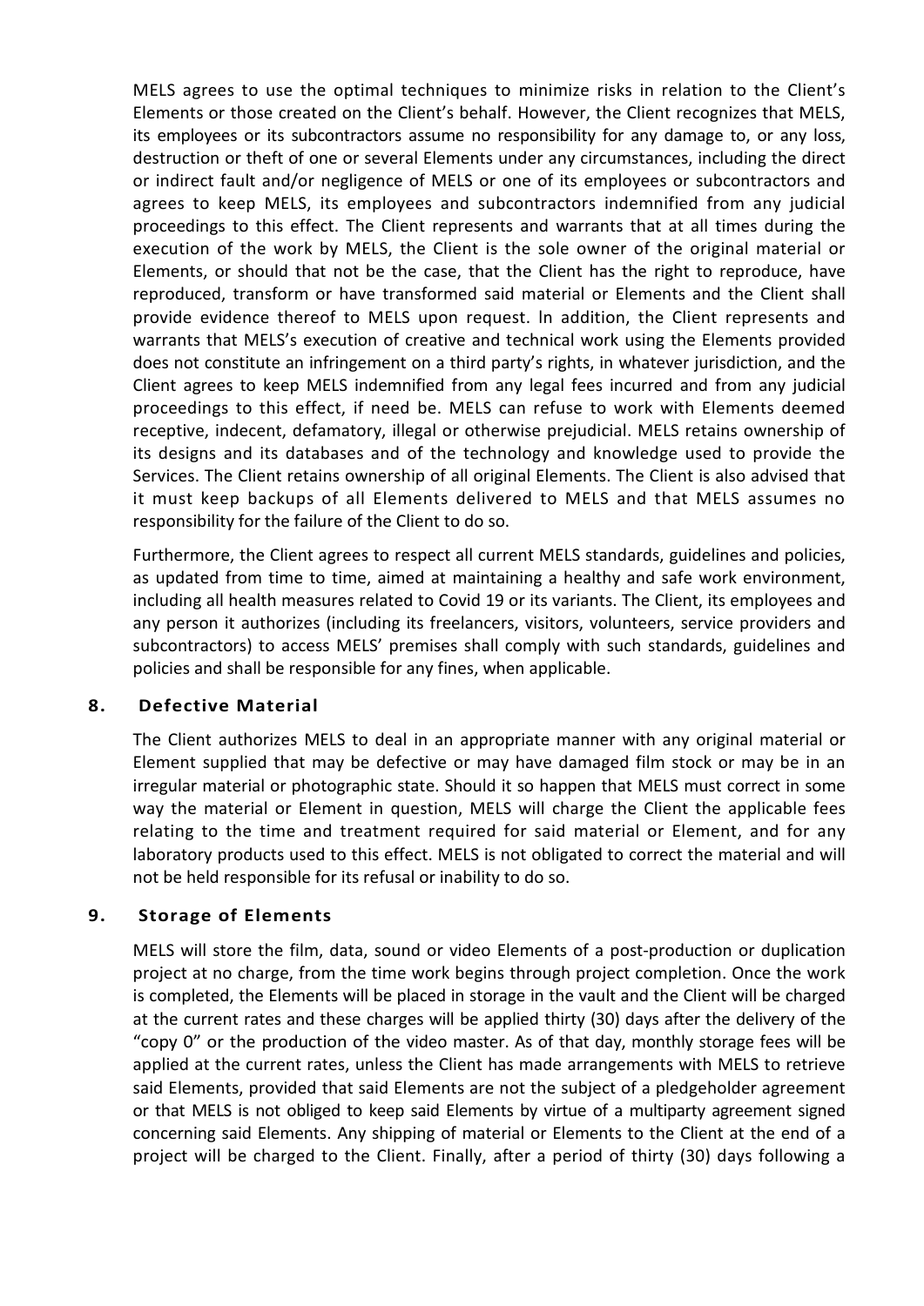MELS agrees to use the optimal techniques to minimize risks in relation to the Client's Elements or those created on the Client's behalf. However, the Client recognizes that MELS, its employees or its subcontractors assume no responsibility for any damage to, or any loss, destruction or theft of one or several Elements under any circumstances, including the direct or indirect fault and/or negligence of MELS or one of its employees or subcontractors and agrees to keep MELS, its employees and subcontractors indemnified from any judicial proceedings to this effect. The Client represents and warrants that at all times during the execution of the work by MELS, the Client is the sole owner of the original material or Elements, or should that not be the case, that the Client has the right to reproduce, have reproduced, transform or have transformed said material or Elements and the Client shall provide evidence thereof to MELS upon request. In addition, the Client represents and warrants that MELS's execution of creative and technical work using the Elements provided does not constitute an infringement on a third party's rights, in whatever jurisdiction, and the Client agrees to keep MELS indemnified from any legal fees incurred and from any judicial proceedings to this effect, if need be. MELS can refuse to work with Elements deemed receptive, indecent, defamatory, illegal or otherwise prejudicial. MELS retains ownership of its designs and its databases and of the technology and knowledge used to provide the Services. The Client retains ownership of all original Elements. The Client is also advised that it must keep backups of all Elements delivered to MELS and that MELS assumes no responsibility for the failure of the Client to do so.

Furthermore, the Client agrees to respect all current MELS standards, guidelines and policies, as updated from time to time, aimed at maintaining a healthy and safe work environment, including all health measures related to Covid 19 or its variants. The Client, its employees and any person it authorizes (including its freelancers, visitors, volunteers, service providers and subcontractors) to access MELS' premises shall comply with such standards, guidelines and policies and shall be responsible for any fines, when applicable.

## 8. Defective Material

The Client authorizes MELS to deal in an appropriate manner with any original material or Element supplied that may be defective or may have damaged film stock or may be in an irregular material or photographic state. Should it so happen that MELS must correct in some way the material or Element in question, MELS will charge the Client the applicable fees relating to the time and treatment required for said material or Element, and for any laboratory products used to this effect. MELS is not obligated to correct the material and will not be held responsible for its refusal or inability to do so.

## 9. Storage of Elements

MELS will store the film, data, sound or video Elements of a post-production or duplication project at no charge, from the time work begins through project completion. Once the work is completed, the Elements will be placed in storage in the vault and the Client will be charged at the current rates and these charges will be applied thirty (30) days after the delivery of the "copy 0" or the production of the video master. As of that day, monthly storage fees will be applied at the current rates, unless the Client has made arrangements with MELS to retrieve said Elements, provided that said Elements are not the subject of a pledgeholder agreement or that MELS is not obliged to keep said Elements by virtue of a multiparty agreement signed concerning said Elements. Any shipping of material or Elements to the Client at the end of a project will be charged to the Client. Finally, after a period of thirty (30) days following a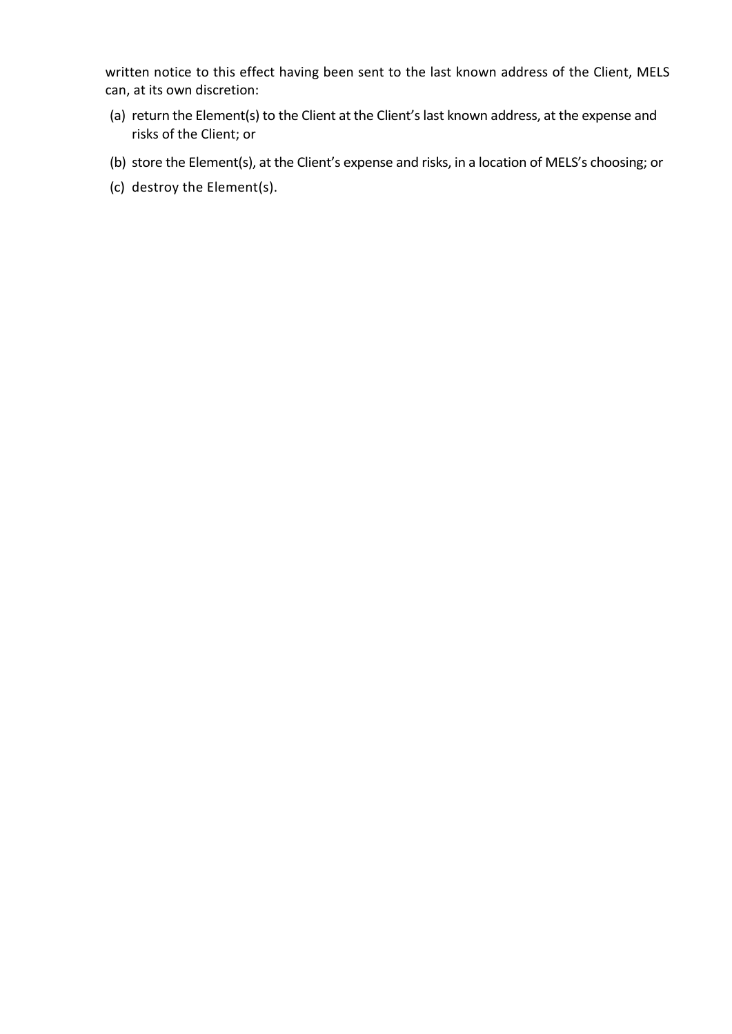written notice to this effect having been sent to the last known address of the Client, MELS can, at its own discretion:

(a) return the Element(s) to the Client at the Client's last known address, at the expense and risks of the Client; or

(b) store the Element(s), at the Client's expense and risks, in a location of MELS's choosing; or

(c) destroy the Element(s).